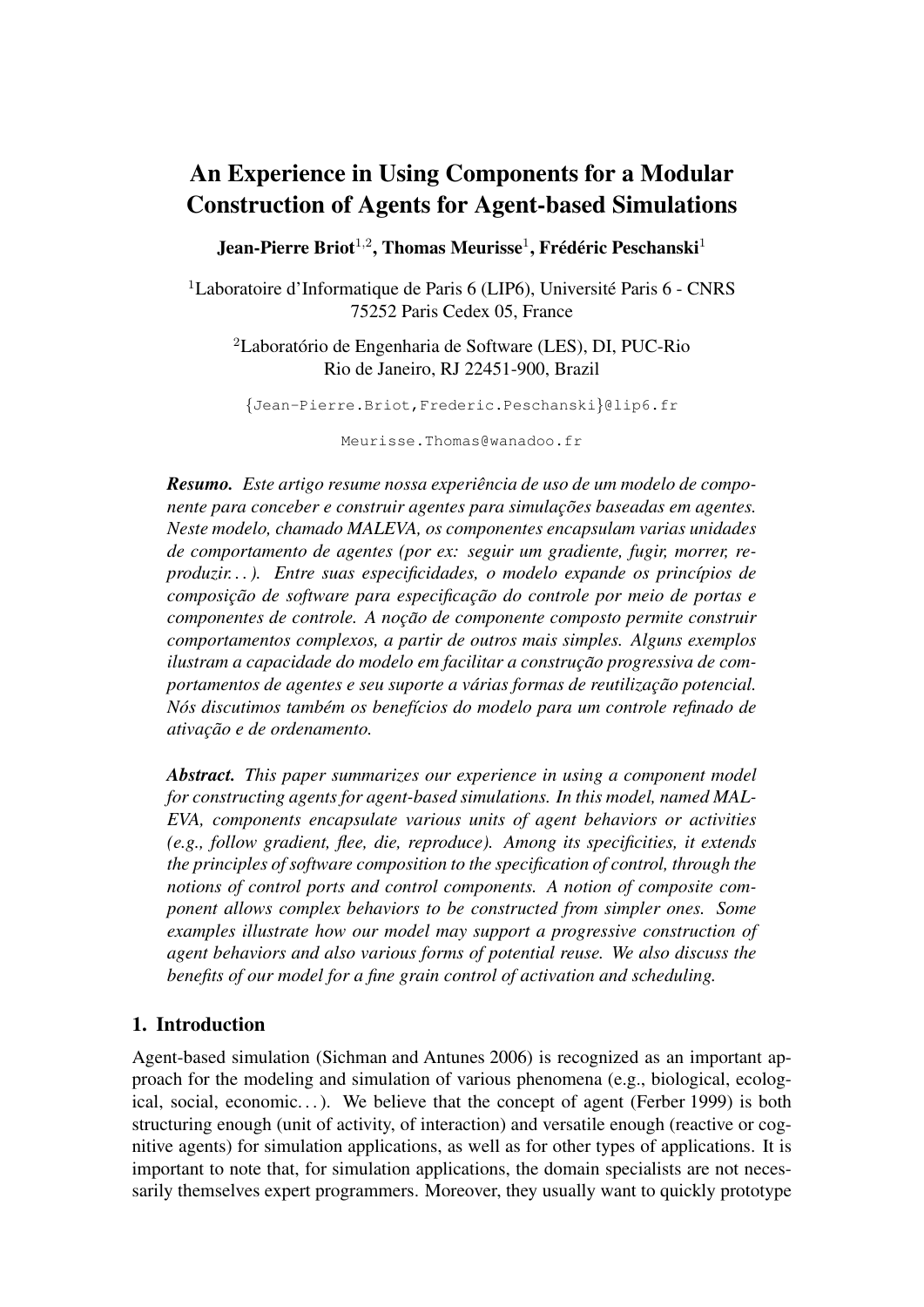# An Experience in Using Components for a Modular Construction of Agents for Agent-based Simulations

**Jean-Pierre Briot[1,2], Thomas Meurisse[1], Frédéric Peschanski[1]**

[1]Laboratoire d'Informatique de Paris 6 (LIP6), Université Paris 6 - CNRS
75252 Paris Cedex 05, France

[2]Laboratório de Engenharia de Software (LES), DI, PUC-Rio
Rio de Janeiro, RJ 22451-900, Brazil

{Jean-Pierre.Briot,Frederic.Peschanski}@lip6.fr

Meurisse.Thomas@wanadoo.fr

***Resumo.*** *Este artigo resume nossa experiência de uso de um modelo de componente para conceber e construir agentes para simulações baseadas em agentes. Neste modelo, chamado MALEVA, os componentes encapsulam varias unidades de comportamento de agentes (por ex: seguir um gradiente, fugir, morrer, reproduzir...). Entre suas especificidades, o modelo expande os princípios de composição de software para especificação do controle por meio de portas e componentes de controle. A noção de componente composto permite construir comportamentos complexos, a partir de outros mais simples. Alguns exemplos ilustram a capacidade do modelo em facilitar a construção progressiva de comportamentos de agentes e seu suporte a várias formas de reutilização potencial. Nós discutimos também os benefícios do modelo para um controle refinado de ativação e de ordenamento.*

***Abstract.*** *This paper summarizes our experience in using a component model for constructing agents for agent-based simulations. In this model, named MALEVA, components encapsulate various units of agent behaviors or activities (e.g., follow gradient, flee, die, reproduce). Among its specificities, it extends the principles of software composition to the specification of control, through the notions of control ports and control components. A notion of composite component allows complex behaviors to be constructed from simpler ones. Some examples illustrate how our model may support a progressive construction of agent behaviors and also various forms of potential reuse. We also discuss the benefits of our model for a fine grain control of activation and scheduling.*

## 1. Introduction

Agent-based simulation (Sichman and Antunes 2006) is recognized as an important approach for the modeling and simulation of various phenomena (e.g., biological, ecological, social, economic...). We believe that the concept of agent (Ferber 1999) is both structuring enough (unit of activity, of interaction) and versatile enough (reactive or cognitive agents) for simulation applications, as well as for other types of applications. It is important to note that, for simulation applications, the domain specialists are not necessarily themselves expert programmers. Moreover, they usually want to quickly prototype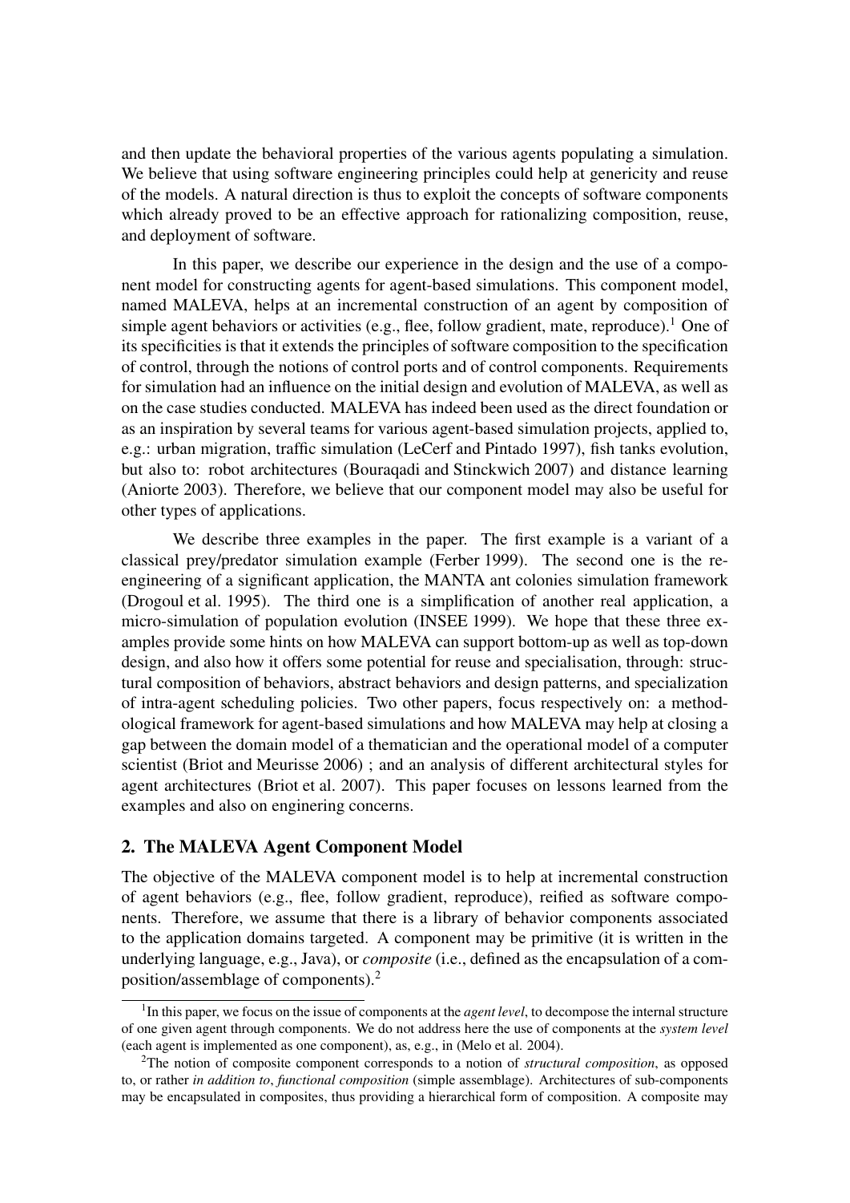and then update the behavioral properties of the various agents populating a simulation. We believe that using software engineering principles could help at genericity and reuse of the models. A natural direction is thus to exploit the concepts of software components which already proved to be an effective approach for rationalizing composition, reuse, and deployment of software.

In this paper, we describe our experience in the design and the use of a component model for constructing agents for agent-based simulations. This component model, named MALEVA, helps at an incremental construction of an agent by composition of simple agent behaviors or activities (e.g., flee, follow gradient, mate, reproduce).[1] One of its specificities is that it extends the principles of software composition to the specification of control, through the notions of control ports and of control components. Requirements for simulation had an influence on the initial design and evolution of MALEVA, as well as on the case studies conducted. MALEVA has indeed been used as the direct foundation or as an inspiration by several teams for various agent-based simulation projects, applied to, e.g.: urban migration, traffic simulation (LeCerf and Pintado 1997), fish tanks evolution, but also to: robot architectures (Bouraqadi and Stinckwich 2007) and distance learning (Aniorte 2003). Therefore, we believe that our component model may also be useful for other types of applications.

We describe three examples in the paper. The first example is a variant of a classical prey/predator simulation example (Ferber 1999). The second one is the re-engineering of a significant application, the MANTA ant colonies simulation framework (Drogoul et al. 1995). The third one is a simplification of another real application, a micro-simulation of population evolution (INSEE 1999). We hope that these three examples provide some hints on how MALEVA can support bottom-up as well as top-down design, and also how it offers some potential for reuse and specialisation, through: structural composition of behaviors, abstract behaviors and design patterns, and specialization of intra-agent scheduling policies. Two other papers, focus respectively on: a methodological framework for agent-based simulations and how MALEVA may help at closing a gap between the domain model of a thematician and the operational model of a computer scientist (Briot and Meurisse 2006) ; and an analysis of different architectural styles for agent architectures (Briot et al. 2007). This paper focuses on lessons learned from the examples and also on enginering concerns.

## 2. The MALEVA Agent Component Model

The objective of the MALEVA component model is to help at incremental construction of agent behaviors (e.g., flee, follow gradient, reproduce), reified as software components. Therefore, we assume that there is a library of behavior components associated to the application domains targeted. A component may be primitive (it is written in the underlying language, e.g., Java), or *composite* (i.e., defined as the encapsulation of a composition/assemblage of components).[2]

[1] In this paper, we focus on the issue of components at the *agent level*, to decompose the internal structure of one given agent through components. We do not address here the use of components at the *system level* (each agent is implemented as one component), as, e.g., in (Melo et al. 2004).

[2] The notion of composite component corresponds to a notion of *structural composition*, as opposed to, or rather *in addition to*, *functional composition* (simple assemblage). Architectures of sub-components may be encapsulated in composites, thus providing a hierarchical form of composition. A composite may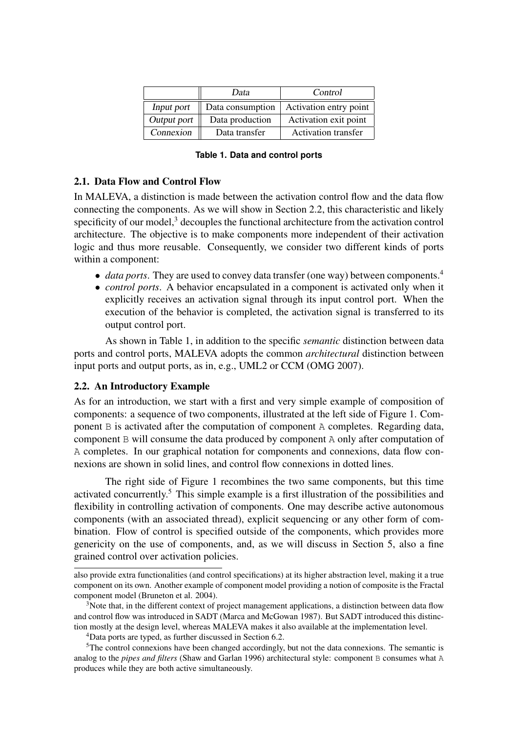| | *Data* | *Control* |
|---|---|---|
| *Input port* | Data consumption | Activation entry point |
| *Output port* | Data production | Activation exit point |
| *Connexion* | Data transfer | Activation transfer |

**Table 1. Data and control ports**

### 2.1. Data Flow and Control Flow

In MALEVA, a distinction is made between the activation control flow and the data flow connecting the components. As we will show in Section 2.2, this characteristic and likely specificity of our model,[3] decouples the functional architecture from the activation control architecture. The objective is to make components more independent of their activation logic and thus more reusable. Consequently, we consider two different kinds of ports within a component:

- *data ports*. They are used to convey data transfer (one way) between components.[4]
- *control ports*. A behavior encapsulated in a component is activated only when it explicitly receives an activation signal through its input control port. When the execution of the behavior is completed, the activation signal is transferred to its output control port.

As shown in Table 1, in addition to the specific *semantic* distinction between data ports and control ports, MALEVA adopts the common *architectural* distinction between input ports and output ports, as in, e.g., UML2 or CCM (OMG 2007).

### 2.2. An Introductory Example

As for an introduction, we start with a first and very simple example of composition of components: a sequence of two components, illustrated at the left side of Figure 1. Component `B` is activated after the computation of component `A` completes. Regarding data, component `B` will consume the data produced by component `A` only after computation of `A` completes. In our graphical notation for components and connexions, data flow connexions are shown in solid lines, and control flow connexions in dotted lines.

The right side of Figure 1 recombines the two same components, but this time activated concurrently.[5] This simple example is a first illustration of the possibilities and flexibility in controlling activation of components. One may describe active autonomous components (with an associated thread), explicit sequencing or any other form of combination. Flow of control is specified outside of the components, which provides more genericity on the use of components, and, as we will discuss in Section 5, also a fine grained control over activation policies.

---

also provide extra functionalities (and control specifications) at its higher abstraction level, making it a true component on its own. Another example of component model providing a notion of composite is the Fractal component model (Bruneton et al. 2004).

[3] Note that, in the different context of project management applications, a distinction between data flow and control flow was introduced in SADT (Marca and McGowan 1987). But SADT introduced this distinction mostly at the design level, whereas MALEVA makes it also available at the implementation level.

[4] Data ports are typed, as further discussed in Section 6.2.

[5] The control connexions have been changed accordingly, but not the data connexions. The semantic is analog to the *pipes and filters* (Shaw and Garlan 1996) architectural style: component `B` consumes what `A` produces while they are both active simultaneously.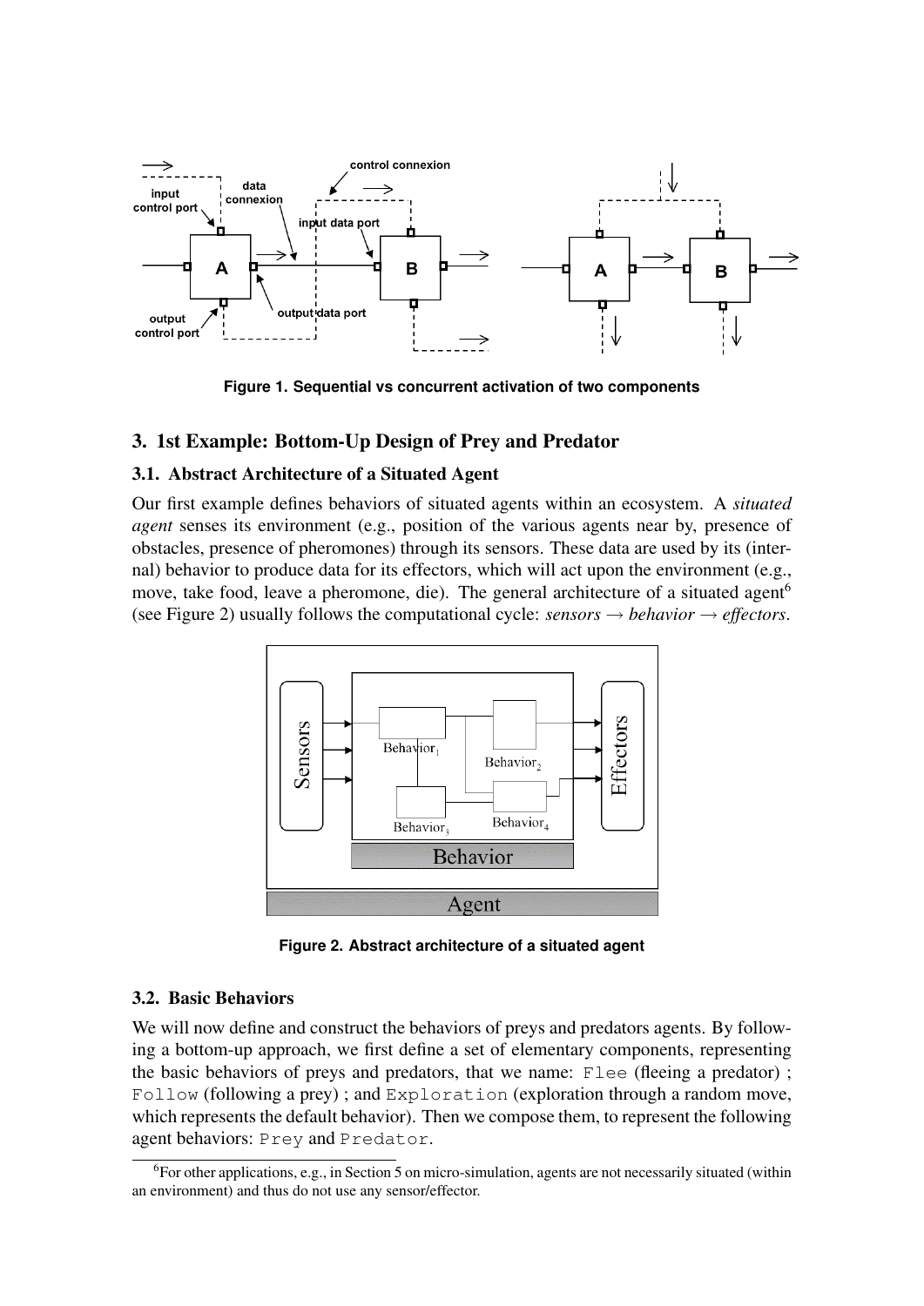Figure 1. Sequential vs concurrent activation of two components

## 3. 1st Example: Bottom-Up Design of Prey and Predator

### 3.1. Abstract Architecture of a Situated Agent

Our first example defines behaviors of situated agents within an ecosystem. A *situated agent* senses its environment (e.g., position of the various agents near by, presence of obstacles, presence of pheromones) through its sensors. These data are used by its (internal) behavior to produce data for its effectors, which will act upon the environment (e.g., move, take food, leave a pheromone, die). The general architecture of a situated agent[6] (see Figure 2) usually follows the computational cycle: *sensors* → *behavior* → *effectors*.

Figure 2. Abstract architecture of a situated agent

### 3.2. Basic Behaviors

We will now define and construct the behaviors of preys and predators agents. By following a bottom-up approach, we first define a set of elementary components, representing the basic behaviors of preys and predators, that we name: `Flee` (fleeing a predator) ; `Follow` (following a prey) ; and `Exploration` (exploration through a random move, which represents the default behavior). Then we compose them, to represent the following agent behaviors: `Prey` and `Predator`.

[6] For other applications, e.g., in Section 5 on micro-simulation, agents are not necessarily situated (within an environment) and thus do not use any sensor/effector.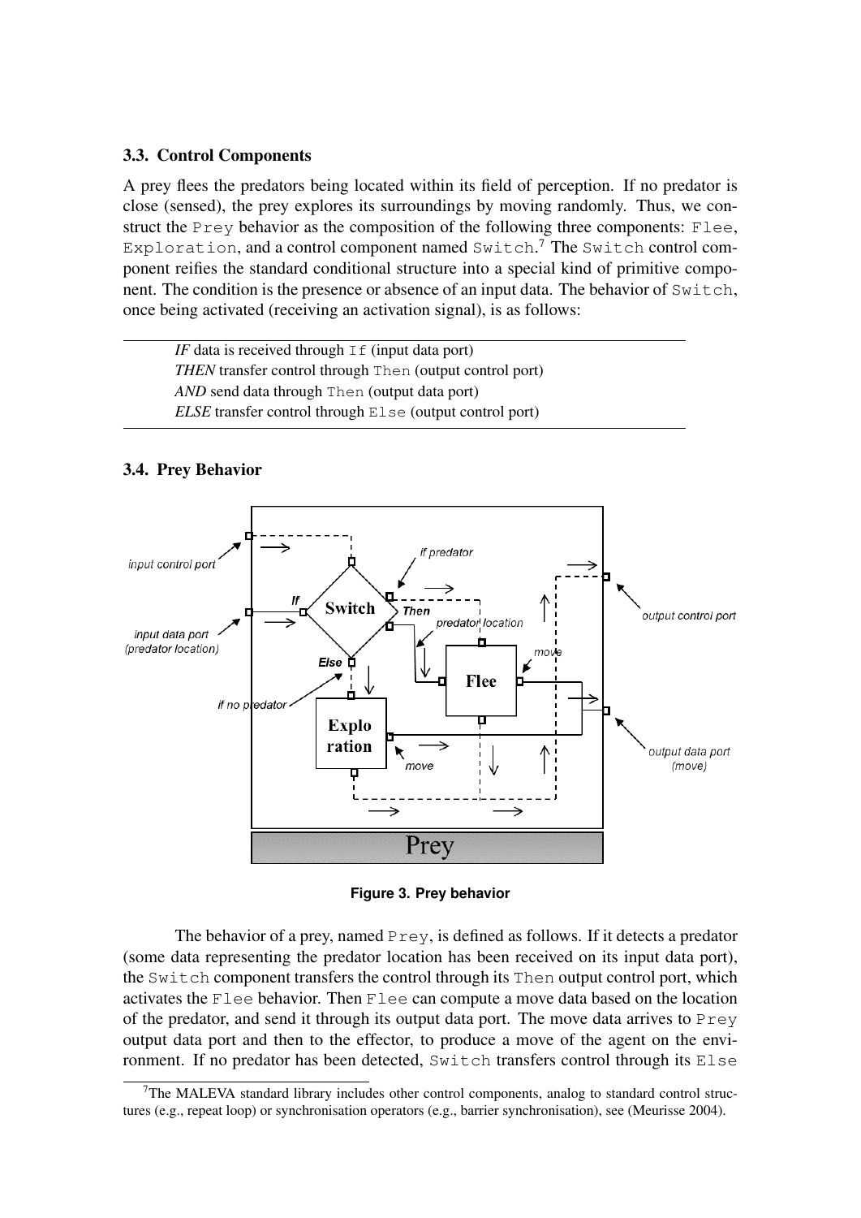### 3.3. Control Components

A prey flees the predators being located within its field of perception. If no predator is close (sensed), the prey explores its surroundings by moving randomly. Thus, we construct the `Prey` behavior as the composition of the following three components: `Flee`, `Exploration`, and a control component named `Switch`.[7] The `Switch` control component reifies the standard conditional structure into a special kind of primitive component. The condition is the presence or absence of an input data. The behavior of `Switch`, once being activated (receiving an activation signal), is as follows:

*IF* data is received through `If` (input data port)
*THEN* transfer control through `Then` (output control port)
*AND* send data through `Then` (output data port)
*ELSE* transfer control through `Else` (output control port)

### 3.4. Prey Behavior

**Figure 3. Prey behavior**

The behavior of a prey, named `Prey`, is defined as follows. If it detects a predator (some data representing the predator location has been received on its input data port), the `Switch` component transfers the control through its `Then` output control port, which activates the `Flee` behavior. Then `Flee` can compute a move data based on the location of the predator, and send it through its output data port. The move data arrives to `Prey` output data port and then to the effector, to produce a move of the agent on the environment. If no predator has been detected, `Switch` transfers control through its `Else`

[7] The MALEVA standard library includes other control components, analog to standard control structures (e.g., repeat loop) or synchronisation operators (e.g., barrier synchronisation), see (Meurisse 2004).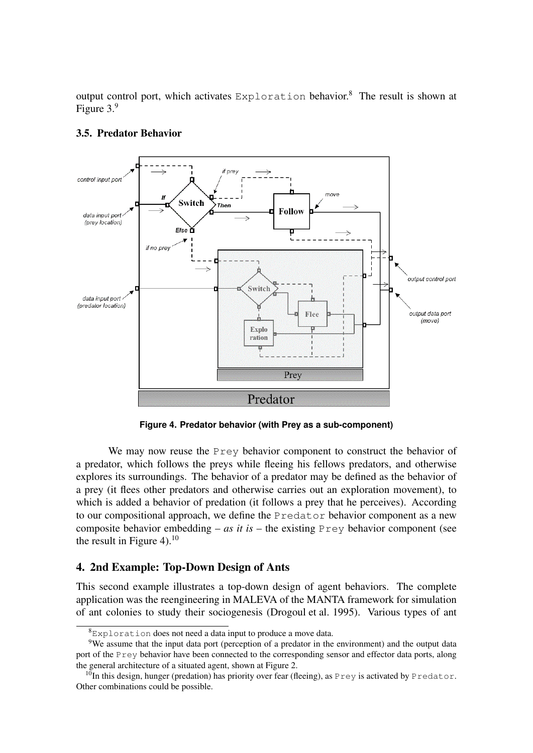output control port, which activates `Exploration` behavior.[8] The result is shown at Figure 3.[9]

### 3.5. Predator Behavior

**Figure 4. Predator behavior (with Prey as a sub-component)**

We may now reuse the `Prey` behavior component to construct the behavior of a predator, which follows the preys while fleeing his fellows predators, and otherwise explores its surroundings. The behavior of a predator may be defined as the behavior of a prey (it flees other predators and otherwise carries out an exploration movement), to which is added a behavior of predation (it follows a prey that he perceives). According to our compositional approach, we define the `Predator` behavior component as a new composite behavior embedding – *as it is* – the existing `Prey` behavior component (see the result in Figure 4).[10]

## 4. 2nd Example: Top-Down Design of Ants

This second example illustrates a top-down design of agent behaviors. The complete application was the reengineering in MALEVA of the MANTA framework for simulation of ant colonies to study their sociogenesis (Drogoul et al. 1995). Various types of ant

---

[8] `Exploration` does not need a data input to produce a move data.

[9] We assume that the input data port (perception of a predator in the environment) and the output data port of the `Prey` behavior have been connected to the corresponding sensor and effector data ports, along the general architecture of a situated agent, shown at Figure 2.

[10] In this design, hunger (predation) has priority over fear (fleeing), as `Prey` is activated by `Predator`. Other combinations could be possible.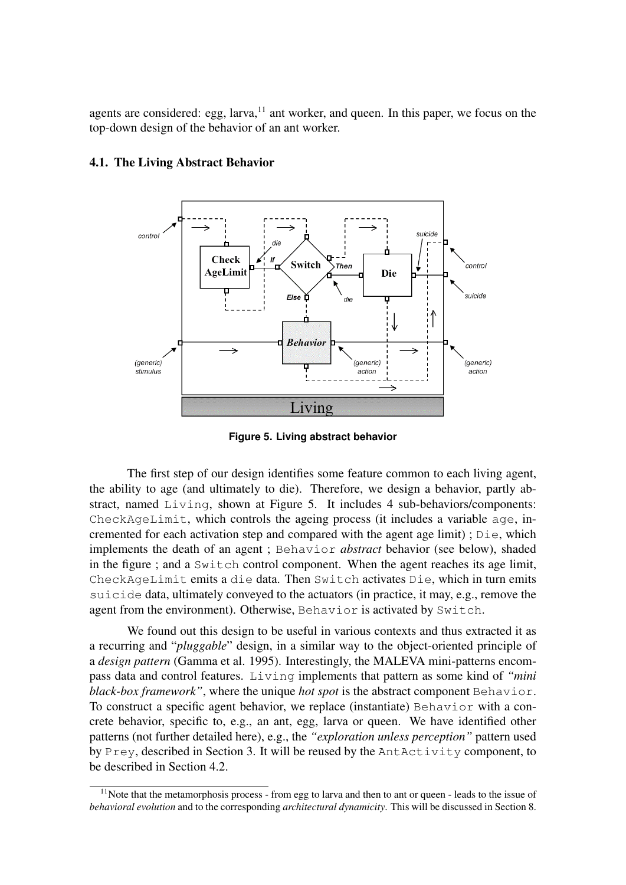agents are considered: egg, larva,[11] ant worker, and queen. In this paper, we focus on the top-down design of the behavior of an ant worker.

### 4.1. The Living Abstract Behavior

**Figure 5. Living abstract behavior**

The first step of our design identifies some feature common to each living agent, the ability to age (and ultimately to die). Therefore, we design a behavior, partly abstract, named Living, shown at Figure 5. It includes 4 sub-behaviors/components: CheckAgeLimit, which controls the ageing process (it includes a variable age, incremented for each activation step and compared with the agent age limit) ; Die, which implements the death of an agent ; Behavior *abstract* behavior (see below), shaded in the figure ; and a Switch control component. When the agent reaches its age limit, CheckAgeLimit emits a die data. Then Switch activates Die, which in turn emits suicide data, ultimately conveyed to the actuators (in practice, it may, e.g., remove the agent from the environment). Otherwise, Behavior is activated by Switch.

We found out this design to be useful in various contexts and thus extracted it as a recurring and "*pluggable*" design, in a similar way to the object-oriented principle of a *design pattern* (Gamma et al. 1995). Interestingly, the MALEVA mini-patterns encompass data and control features. Living implements that pattern as some kind of *"mini black-box framework"*, where the unique *hot spot* is the abstract component Behavior. To construct a specific agent behavior, we replace (instantiate) Behavior with a concrete behavior, specific to, e.g., an ant, egg, larva or queen. We have identified other patterns (not further detailed here), e.g., the *"exploration unless perception"* pattern used by Prey, described in Section 3. It will be reused by the AntActivity component, to be described in Section 4.2.

[11] Note that the metamorphosis process - from egg to larva and then to ant or queen - leads to the issue of *behavioral evolution* and to the corresponding *architectural dynamicity*. This will be discussed in Section 8.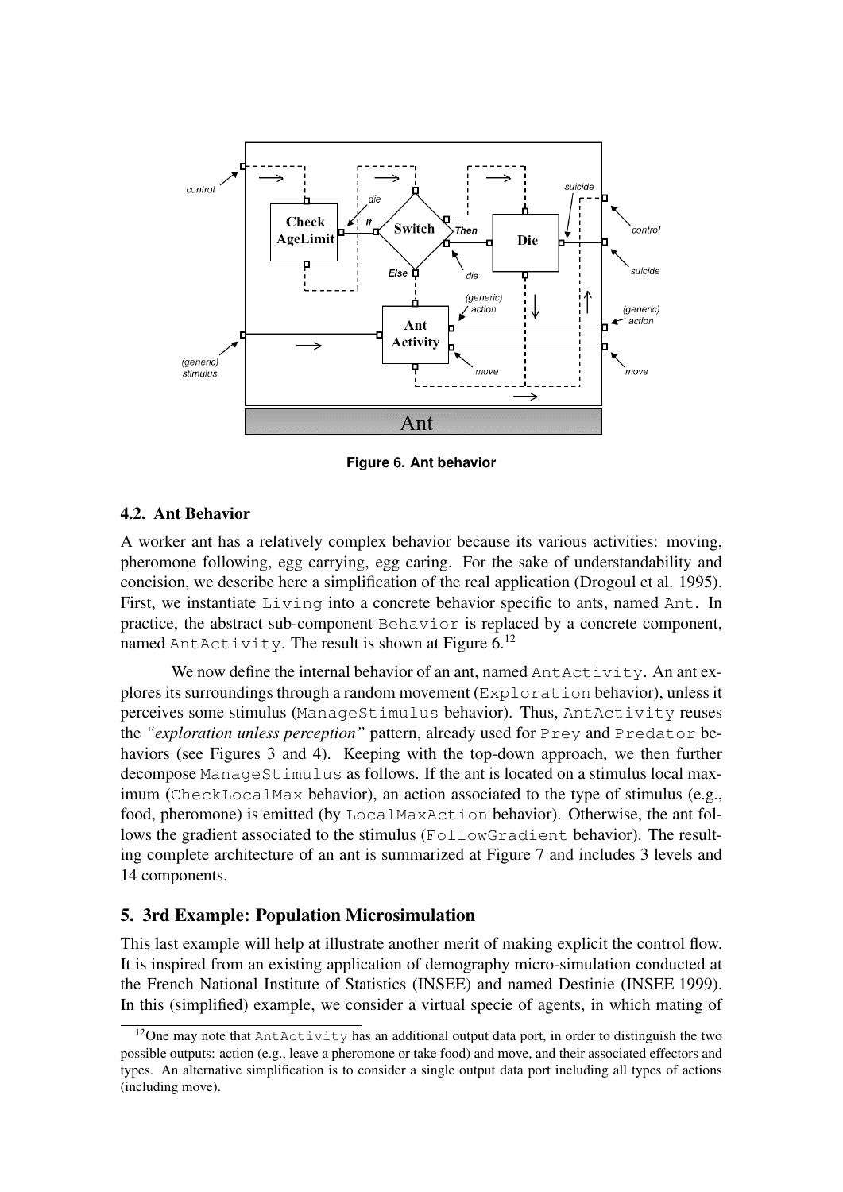**Figure 6. Ant behavior**

### 4.2. Ant Behavior

A worker ant has a relatively complex behavior because its various activities: moving, pheromone following, egg carrying, egg caring. For the sake of understandability and concision, we describe here a simplification of the real application (Drogoul et al. 1995). First, we instantiate `Living` into a concrete behavior specific to ants, named `Ant`. In practice, the abstract sub-component `Behavior` is replaced by a concrete component, named `AntActivity`. The result is shown at Figure 6.[12]

We now define the internal behavior of an ant, named `AntActivity`. An ant explores its surroundings through a random movement (`Exploration` behavior), unless it perceives some stimulus (`ManageStimulus` behavior). Thus, `AntActivity` reuses the *"exploration unless perception"* pattern, already used for `Prey` and `Predator` behaviors (see Figures 3 and 4). Keeping with the top-down approach, we then further decompose `ManageStimulus` as follows. If the ant is located on a stimulus local maximum (`CheckLocalMax` behavior), an action associated to the type of stimulus (e.g., food, pheromone) is emitted (by `LocalMaxAction` behavior). Otherwise, the ant follows the gradient associated to the stimulus (`FollowGradient` behavior). The resulting complete architecture of an ant is summarized at Figure 7 and includes 3 levels and 14 components.

## 5. 3rd Example: Population Microsimulation

This last example will help at illustrate another merit of making explicit the control flow. It is inspired from an existing application of demography micro-simulation conducted at the French National Institute of Statistics (INSEE) and named Destinie (INSEE 1999). In this (simplified) example, we consider a virtual specie of agents, in which mating of

[12] One may note that `AntActivity` has an additional output data port, in order to distinguish the two possible outputs: action (e.g., leave a pheromone or take food) and move, and their associated effectors and types. An alternative simplification is to consider a single output data port including all types of actions (including move).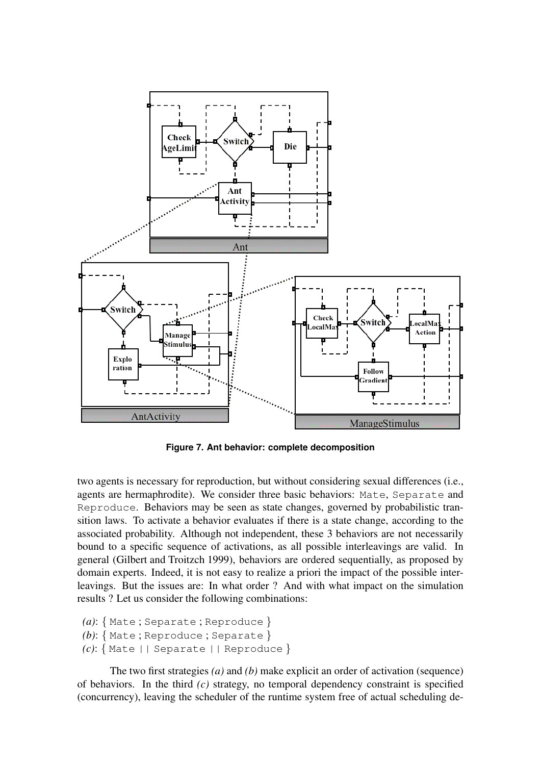**Figure 7. Ant behavior: complete decomposition**

two agents is necessary for reproduction, but without considering sexual differences (i.e., agents are hermaphrodite). We consider three basic behaviors: `Mate`, `Separate` and `Reproduce`. Behaviors may be seen as state changes, governed by probabilistic transition laws. To activate a behavior evaluates if there is a state change, according to the associated probability. Although not independent, these 3 behaviors are not necessarily bound to a specific sequence of activations, as all possible interleavings are valid. In general (Gilbert and Troitzch 1999), behaviors are ordered sequentially, as proposed by domain experts. Indeed, it is not easy to realize a priori the impact of the possible interleavings. But the issues are: In what order ? And with what impact on the simulation results ? Let us consider the following combinations:

*(a)*: { `Mate` ; `Separate` ; `Reproduce` }
*(b)*: { `Mate` ; `Reproduce` ; `Separate` }
*(c)*: { `Mate || Separate || Reproduce` }

The two first strategies *(a)* and *(b)* make explicit an order of activation (sequence) of behaviors. In the third *(c)* strategy, no temporal dependency constraint is specified (concurrency), leaving the scheduler of the runtime system free of actual scheduling de-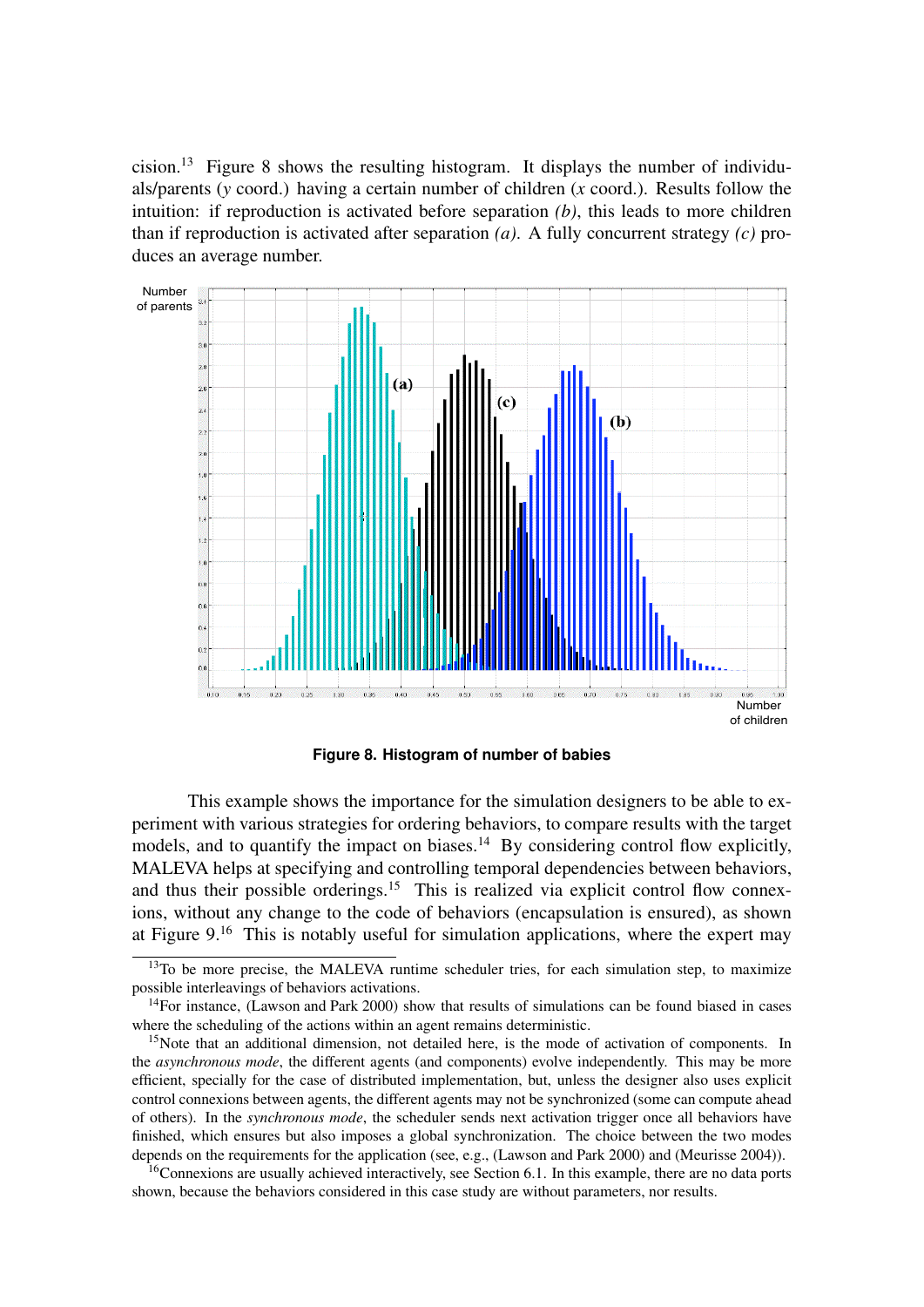cision.[13] Figure 8 shows the resulting histogram. It displays the number of individuals/parents ($y$ coord.) having a certain number of children ($x$ coord.). Results follow the intuition: if reproduction is activated before separation *(b)*, this leads to more children than if reproduction is activated after separation *(a)*. A fully concurrent strategy *(c)* produces an average number.

**Figure 8. Histogram of number of babies**

This example shows the importance for the simulation designers to be able to experiment with various strategies for ordering behaviors, to compare results with the target models, and to quantify the impact on biases.[14] By considering control flow explicitly, MALEVA helps at specifying and controlling temporal dependencies between behaviors, and thus their possible orderings.[15] This is realized via explicit control flow connexions, without any change to the code of behaviors (encapsulation is ensured), as shown at Figure 9.[16] This is notably useful for simulation applications, where the expert may

[13] To be more precise, the MALEVA runtime scheduler tries, for each simulation step, to maximize possible interleavings of behaviors activations.

[14] For instance, (Lawson and Park 2000) show that results of simulations can be found biased in cases where the scheduling of the actions within an agent remains deterministic.

[15] Note that an additional dimension, not detailed here, is the mode of activation of components. In the *asynchronous mode*, the different agents (and components) evolve independently. This may be more efficient, specially for the case of distributed implementation, but, unless the designer also uses explicit control connexions between agents, the different agents may not be synchronized (some can compute ahead of others). In the *synchronous mode*, the scheduler sends next activation trigger once all behaviors have finished, which ensures but also imposes a global synchronization. The choice between the two modes depends on the requirements for the application (see, e.g., (Lawson and Park 2000) and (Meurisse 2004)).

[16] Connexions are usually achieved interactively, see Section 6.1. In this example, there are no data ports shown, because the behaviors considered in this case study are without parameters, nor results.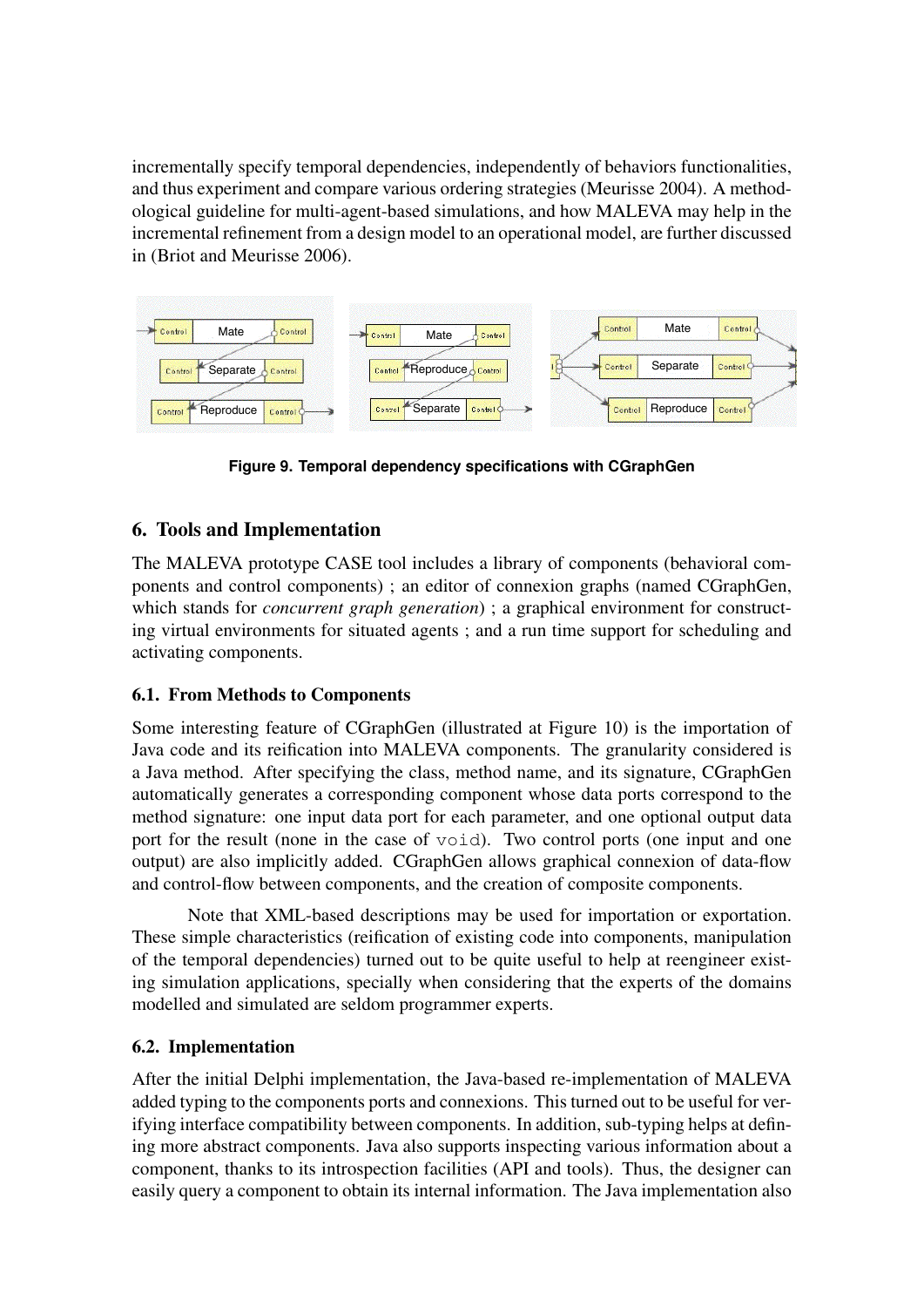incrementally specify temporal dependencies, independently of behaviors functionalities, and thus experiment and compare various ordering strategies (Meurisse 2004). A methodological guideline for multi-agent-based simulations, and how MALEVA may help in the incremental refinement from a design model to an operational model, are further discussed in (Briot and Meurisse 2006).

**Figure 9. Temporal dependency specifications with CGraphGen**

## 6. Tools and Implementation

The MALEVA prototype CASE tool includes a library of components (behavioral components and control components) ; an editor of connexion graphs (named CGraphGen, which stands for *concurrent graph generation*) ; a graphical environment for constructing virtual environments for situated agents ; and a run time support for scheduling and activating components.

### 6.1. From Methods to Components

Some interesting feature of CGraphGen (illustrated at Figure 10) is the importation of Java code and its reification into MALEVA components. The granularity considered is a Java method. After specifying the class, method name, and its signature, CGraphGen automatically generates a corresponding component whose data ports correspond to the method signature: one input data port for each parameter, and one optional output data port for the result (none in the case of `void`). Two control ports (one input and one output) are also implicitly added. CGraphGen allows graphical connexion of data-flow and control-flow between components, and the creation of composite components.

Note that XML-based descriptions may be used for importation or exportation. These simple characteristics (reification of existing code into components, manipulation of the temporal dependencies) turned out to be quite useful to help at reengineer existing simulation applications, specially when considering that the experts of the domains modelled and simulated are seldom programmer experts.

### 6.2. Implementation

After the initial Delphi implementation, the Java-based re-implementation of MALEVA added typing to the components ports and connexions. This turned out to be useful for verifying interface compatibility between components. In addition, sub-typing helps at defining more abstract components. Java also supports inspecting various information about a component, thanks to its introspection facilities (API and tools). Thus, the designer can easily query a component to obtain its internal information. The Java implementation also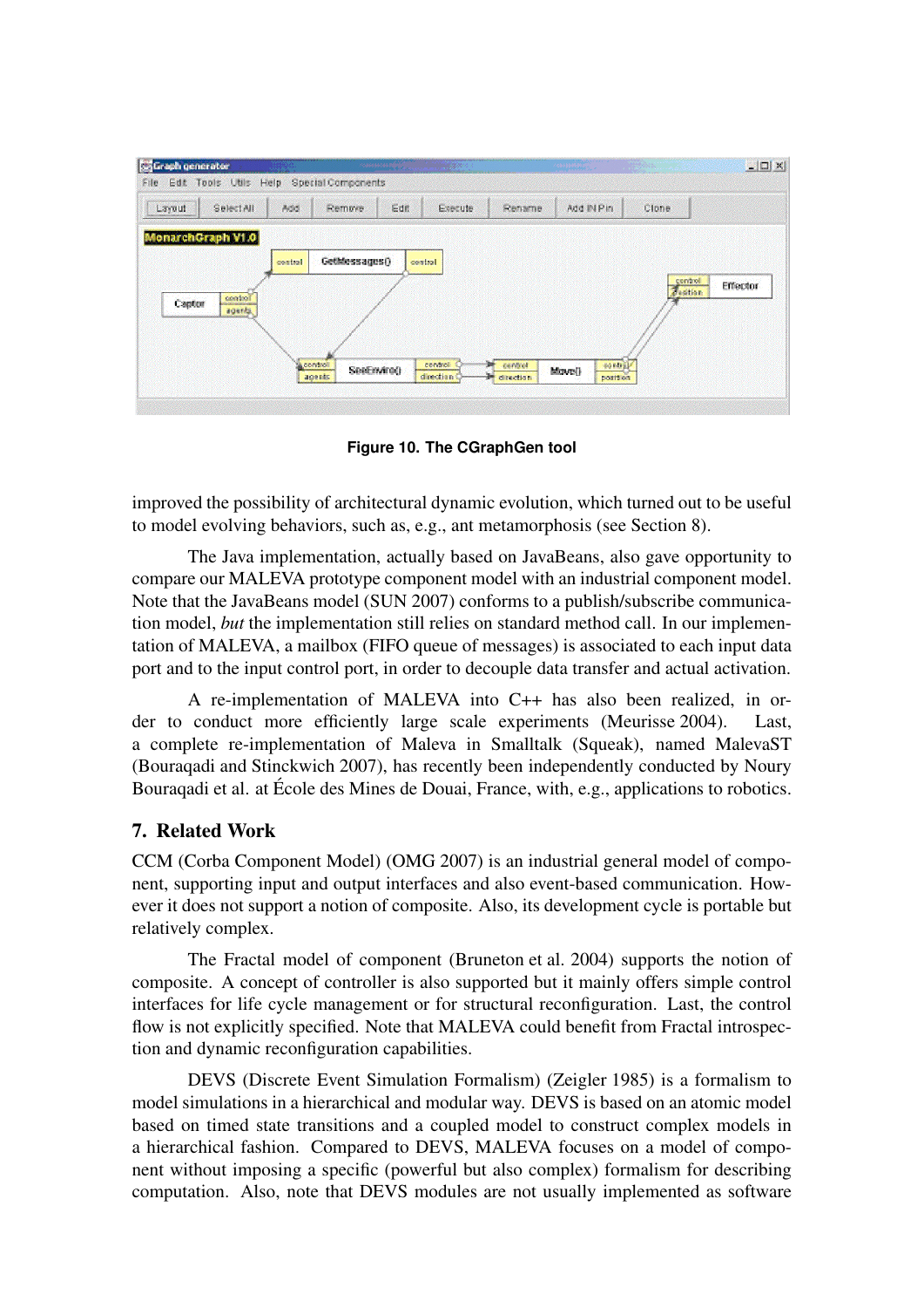**Figure 10. The CGraphGen tool**

improved the possibility of architectural dynamic evolution, which turned out to be useful to model evolving behaviors, such as, e.g., ant metamorphosis (see Section 8).

The Java implementation, actually based on JavaBeans, also gave opportunity to compare our MALEVA prototype component model with an industrial component model. Note that the JavaBeans model (SUN 2007) conforms to a publish/subscribe communication model, *but* the implementation still relies on standard method call. In our implementation of MALEVA, a mailbox (FIFO queue of messages) is associated to each input data port and to the input control port, in order to decouple data transfer and actual activation.

A re-implementation of MALEVA into C++ has also been realized, in order to conduct more efficiently large scale experiments (Meurisse 2004). Last, a complete re-implementation of Maleva in Smalltalk (Squeak), named MalevaST (Bouraqadi and Stinckwich 2007), has recently been independently conducted by Noury Bouraqadi et al. at École des Mines de Douai, France, with, e.g., applications to robotics.

## 7. Related Work

CCM (Corba Component Model) (OMG 2007) is an industrial general model of component, supporting input and output interfaces and also event-based communication. However it does not support a notion of composite. Also, its development cycle is portable but relatively complex.

The Fractal model of component (Bruneton et al. 2004) supports the notion of composite. A concept of controller is also supported but it mainly offers simple control interfaces for life cycle management or for structural reconfiguration. Last, the control flow is not explicitly specified. Note that MALEVA could benefit from Fractal introspection and dynamic reconfiguration capabilities.

DEVS (Discrete Event Simulation Formalism) (Zeigler 1985) is a formalism to model simulations in a hierarchical and modular way. DEVS is based on an atomic model based on timed state transitions and a coupled model to construct complex models in a hierarchical fashion. Compared to DEVS, MALEVA focuses on a model of component without imposing a specific (powerful but also complex) formalism for describing computation. Also, note that DEVS modules are not usually implemented as software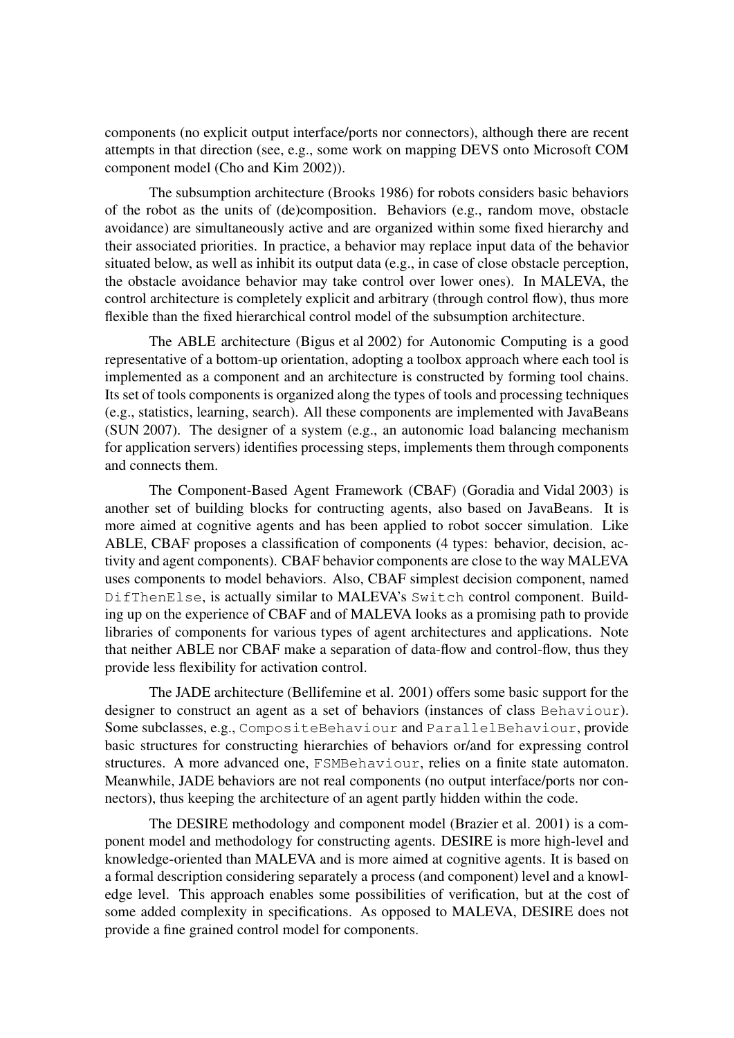components (no explicit output interface/ports nor connectors), although there are recent attempts in that direction (see, e.g., some work on mapping DEVS onto Microsoft COM component model (Cho and Kim 2002)).

The subsumption architecture (Brooks 1986) for robots considers basic behaviors of the robot as the units of (de)composition. Behaviors (e.g., random move, obstacle avoidance) are simultaneously active and are organized within some fixed hierarchy and their associated priorities. In practice, a behavior may replace input data of the behavior situated below, as well as inhibit its output data (e.g., in case of close obstacle perception, the obstacle avoidance behavior may take control over lower ones). In MALEVA, the control architecture is completely explicit and arbitrary (through control flow), thus more flexible than the fixed hierarchical control model of the subsumption architecture.

The ABLE architecture (Bigus et al 2002) for Autonomic Computing is a good representative of a bottom-up orientation, adopting a toolbox approach where each tool is implemented as a component and an architecture is constructed by forming tool chains. Its set of tools components is organized along the types of tools and processing techniques (e.g., statistics, learning, search). All these components are implemented with JavaBeans (SUN 2007). The designer of a system (e.g., an autonomic load balancing mechanism for application servers) identifies processing steps, implements them through components and connects them.

The Component-Based Agent Framework (CBAF) (Goradia and Vidal 2003) is another set of building blocks for contructing agents, also based on JavaBeans. It is more aimed at cognitive agents and has been applied to robot soccer simulation. Like ABLE, CBAF proposes a classification of components (4 types: behavior, decision, activity and agent components). CBAF behavior components are close to the way MALEVA uses components to model behaviors. Also, CBAF simplest decision component, named `DifThenElse`, is actually similar to MALEVA's `Switch` control component. Building up on the experience of CBAF and of MALEVA looks as a promising path to provide libraries of components for various types of agent architectures and applications. Note that neither ABLE nor CBAF make a separation of data-flow and control-flow, thus they provide less flexibility for activation control.

The JADE architecture (Bellifemine et al. 2001) offers some basic support for the designer to construct an agent as a set of behaviors (instances of class `Behaviour`). Some subclasses, e.g., `CompositeBehaviour` and `ParallelBehaviour`, provide basic structures for constructing hierarchies of behaviors or/and for expressing control structures. A more advanced one, `FSMBehaviour`, relies on a finite state automaton. Meanwhile, JADE behaviors are not real components (no output interface/ports nor connectors), thus keeping the architecture of an agent partly hidden within the code.

The DESIRE methodology and component model (Brazier et al. 2001) is a component model and methodology for constructing agents. DESIRE is more high-level and knowledge-oriented than MALEVA and is more aimed at cognitive agents. It is based on a formal description considering separately a process (and component) level and a knowledge level. This approach enables some possibilities of verification, but at the cost of some added complexity in specifications. As opposed to MALEVA, DESIRE does not provide a fine grained control model for components.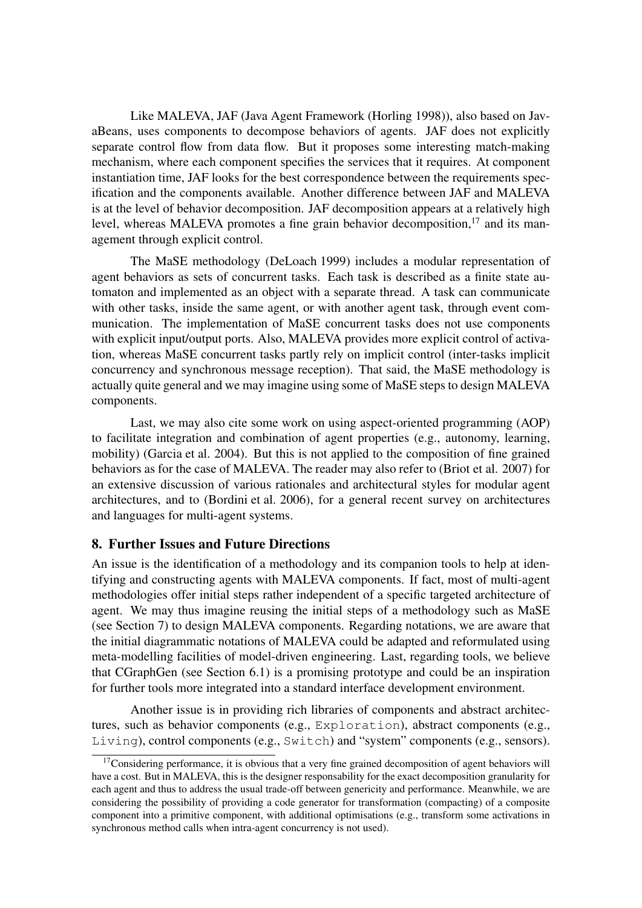Like MALEVA, JAF (Java Agent Framework (Horling 1998)), also based on JavaBeans, uses components to decompose behaviors of agents. JAF does not explicitly separate control flow from data flow. But it proposes some interesting match-making mechanism, where each component specifies the services that it requires. At component instantiation time, JAF looks for the best correspondence between the requirements specification and the components available. Another difference between JAF and MALEVA is at the level of behavior decomposition. JAF decomposition appears at a relatively high level, whereas MALEVA promotes a fine grain behavior decomposition,[17] and its management through explicit control.

The MaSE methodology (DeLoach 1999) includes a modular representation of agent behaviors as sets of concurrent tasks. Each task is described as a finite state automaton and implemented as an object with a separate thread. A task can communicate with other tasks, inside the same agent, or with another agent task, through event communication. The implementation of MaSE concurrent tasks does not use components with explicit input/output ports. Also, MALEVA provides more explicit control of activation, whereas MaSE concurrent tasks partly rely on implicit control (inter-tasks implicit concurrency and synchronous message reception). That said, the MaSE methodology is actually quite general and we may imagine using some of MaSE steps to design MALEVA components.

Last, we may also cite some work on using aspect-oriented programming (AOP) to facilitate integration and combination of agent properties (e.g., autonomy, learning, mobility) (Garcia et al. 2004). But this is not applied to the composition of fine grained behaviors as for the case of MALEVA. The reader may also refer to (Briot et al. 2007) for an extensive discussion of various rationales and architectural styles for modular agent architectures, and to (Bordini et al. 2006), for a general recent survey on architectures and languages for multi-agent systems.

## 8. Further Issues and Future Directions

An issue is the identification of a methodology and its companion tools to help at identifying and constructing agents with MALEVA components. If fact, most of multi-agent methodologies offer initial steps rather independent of a specific targeted architecture of agent. We may thus imagine reusing the initial steps of a methodology such as MaSE (see Section 7) to design MALEVA components. Regarding notations, we are aware that the initial diagrammatic notations of MALEVA could be adapted and reformulated using meta-modelling facilities of model-driven engineering. Last, regarding tools, we believe that CGraphGen (see Section 6.1) is a promising prototype and could be an inspiration for further tools more integrated into a standard interface development environment.

Another issue is in providing rich libraries of components and abstract architectures, such as behavior components (e.g., `Exploration`), abstract components (e.g., `Living`), control components (e.g., `Switch`) and "system" components (e.g., sensors).

[17] Considering performance, it is obvious that a very fine grained decomposition of agent behaviors will have a cost. But in MALEVA, this is the designer responsability for the exact decomposition granularity for each agent and thus to address the usual trade-off between genericity and performance. Meanwhile, we are considering the possibility of providing a code generator for transformation (compacting) of a composite component into a primitive component, with additional optimisations (e.g., transform some activations in synchronous method calls when intra-agent concurrency is not used).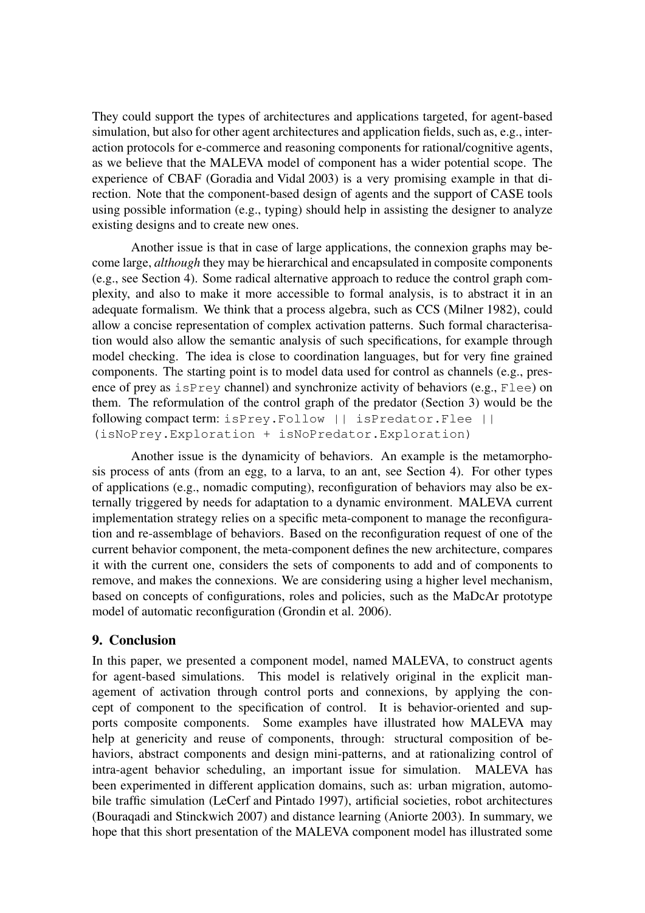They could support the types of architectures and applications targeted, for agent-based simulation, but also for other agent architectures and application fields, such as, e.g., interaction protocols for e-commerce and reasoning components for rational/cognitive agents, as we believe that the MALEVA model of component has a wider potential scope. The experience of CBAF (Goradia and Vidal 2003) is a very promising example in that direction. Note that the component-based design of agents and the support of CASE tools using possible information (e.g., typing) should help in assisting the designer to analyze existing designs and to create new ones.

Another issue is that in case of large applications, the connexion graphs may become large, *although* they may be hierarchical and encapsulated in composite components (e.g., see Section 4). Some radical alternative approach to reduce the control graph complexity, and also to make it more accessible to formal analysis, is to abstract it in an adequate formalism. We think that a process algebra, such as CCS (Milner 1982), could allow a concise representation of complex activation patterns. Such formal characterisation would also allow the semantic analysis of such specifications, for example through model checking. The idea is close to coordination languages, but for very fine grained components. The starting point is to model data used for control as channels (e.g., presence of prey as `isPrey` channel) and synchronize activity of behaviors (e.g., `Flee`) on them. The reformulation of the control graph of the predator (Section 3) would be the following compact term: `isPrey.Follow || isPredator.Flee || (isNoPrey.Exploration + isNoPredator.Exploration)`

Another issue is the dynamicity of behaviors. An example is the metamorphosis process of ants (from an egg, to a larva, to an ant, see Section 4). For other types of applications (e.g., nomadic computing), reconfiguration of behaviors may also be externally triggered by needs for adaptation to a dynamic environment. MALEVA current implementation strategy relies on a specific meta-component to manage the reconfiguration and re-assemblage of behaviors. Based on the reconfiguration request of one of the current behavior component, the meta-component defines the new architecture, compares it with the current one, considers the sets of components to add and of components to remove, and makes the connexions. We are considering using a higher level mechanism, based on concepts of configurations, roles and policies, such as the MaDcAr prototype model of automatic reconfiguration (Grondin et al. 2006).

## 9. Conclusion

In this paper, we presented a component model, named MALEVA, to construct agents for agent-based simulations. This model is relatively original in the explicit management of activation through control ports and connexions, by applying the concept of component to the specification of control. It is behavior-oriented and supports composite components. Some examples have illustrated how MALEVA may help at genericity and reuse of components, through: structural composition of behaviors, abstract components and design mini-patterns, and at rationalizing control of intra-agent behavior scheduling, an important issue for simulation. MALEVA has been experimented in different application domains, such as: urban migration, automobile traffic simulation (LeCerf and Pintado 1997), artificial societies, robot architectures (Bouraqadi and Stinckwich 2007) and distance learning (Aniorte 2003). In summary, we hope that this short presentation of the MALEVA component model has illustrated some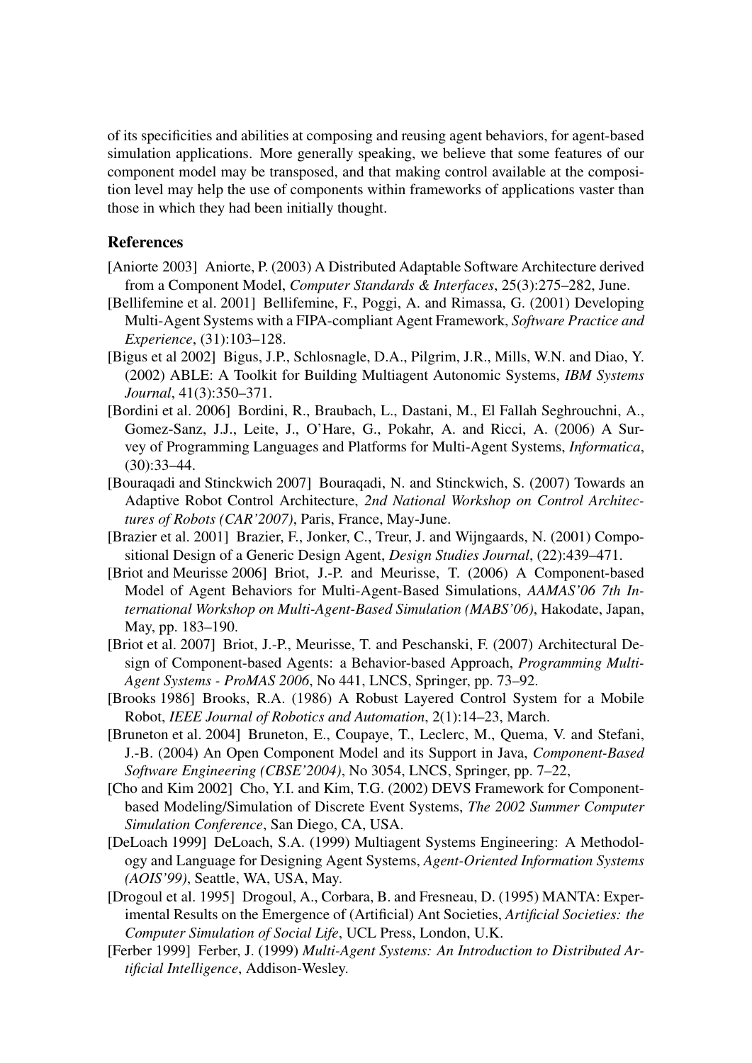of its specificities and abilities at composing and reusing agent behaviors, for agent-based simulation applications. More generally speaking, we believe that some features of our component model may be transposed, and that making control available at the composition level may help the use of components within frameworks of applications vaster than those in which they had been initially thought.

## References

[Aniorte 2003] Aniorte, P. (2003) A Distributed Adaptable Software Architecture derived from a Component Model, *Computer Standards & Interfaces*, 25(3):275–282, June.

[Bellifemine et al. 2001] Bellifemine, F., Poggi, A. and Rimassa, G. (2001) Developing Multi-Agent Systems with a FIPA-compliant Agent Framework, *Software Practice and Experience*, (31):103–128.

[Bigus et al 2002] Bigus, J.P., Schlosnagle, D.A., Pilgrim, J.R., Mills, W.N. and Diao, Y. (2002) ABLE: A Toolkit for Building Multiagent Autonomic Systems, *IBM Systems Journal*, 41(3):350–371.

[Bordini et al. 2006] Bordini, R., Braubach, L., Dastani, M., El Fallah Seghrouchni, A., Gomez-Sanz, J.J., Leite, J., O'Hare, G., Pokahr, A. and Ricci, A. (2006) A Survey of Programming Languages and Platforms for Multi-Agent Systems, *Informatica*, (30):33–44.

[Bouraqadi and Stinckwich 2007] Bouraqadi, N. and Stinckwich, S. (2007) Towards an Adaptive Robot Control Architecture, *2nd National Workshop on Control Architectures of Robots (CAR'2007)*, Paris, France, May-June.

[Brazier et al. 2001] Brazier, F., Jonker, C., Treur, J. and Wijngaards, N. (2001) Compositional Design of a Generic Design Agent, *Design Studies Journal*, (22):439–471.

[Briot and Meurisse 2006] Briot, J.-P. and Meurisse, T. (2006) A Component-based Model of Agent Behaviors for Multi-Agent-Based Simulations, *AAMAS'06 7th International Workshop on Multi-Agent-Based Simulation (MABS'06)*, Hakodate, Japan, May, pp. 183–190.

[Briot et al. 2007] Briot, J.-P., Meurisse, T. and Peschanski, F. (2007) Architectural Design of Component-based Agents: a Behavior-based Approach, *Programming Multi-Agent Systems - ProMAS 2006*, No 441, LNCS, Springer, pp. 73–92.

[Brooks 1986] Brooks, R.A. (1986) A Robust Layered Control System for a Mobile Robot, *IEEE Journal of Robotics and Automation*, 2(1):14–23, March.

[Bruneton et al. 2004] Bruneton, E., Coupaye, T., Leclerc, M., Quema, V. and Stefani, J.-B. (2004) An Open Component Model and its Support in Java, *Component-Based Software Engineering (CBSE'2004)*, No 3054, LNCS, Springer, pp. 7–22,

[Cho and Kim 2002] Cho, Y.I. and Kim, T.G. (2002) DEVS Framework for Component-based Modeling/Simulation of Discrete Event Systems, *The 2002 Summer Computer Simulation Conference*, San Diego, CA, USA.

[DeLoach 1999] DeLoach, S.A. (1999) Multiagent Systems Engineering: A Methodology and Language for Designing Agent Systems, *Agent-Oriented Information Systems (AOIS'99)*, Seattle, WA, USA, May.

[Drogoul et al. 1995] Drogoul, A., Corbara, B. and Fresneau, D. (1995) MANTA: Experimental Results on the Emergence of (Artificial) Ant Societies, *Artificial Societies: the Computer Simulation of Social Life*, UCL Press, London, U.K.

[Ferber 1999] Ferber, J. (1999) *Multi-Agent Systems: An Introduction to Distributed Artificial Intelligence*, Addison-Wesley.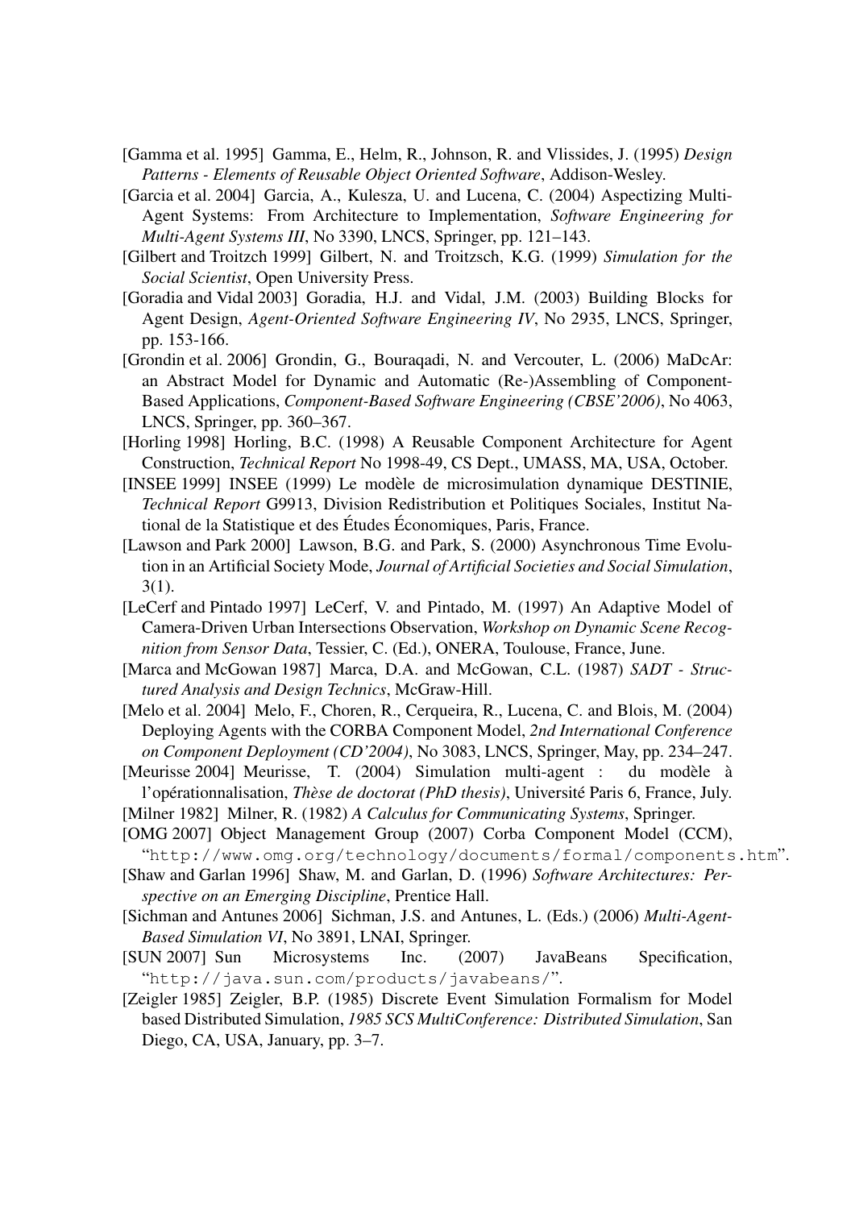[Gamma et al. 1995] Gamma, E., Helm, R., Johnson, R. and Vlissides, J. (1995) *Design Patterns - Elements of Reusable Object Oriented Software*, Addison-Wesley.

[Garcia et al. 2004] Garcia, A., Kulesza, U. and Lucena, C. (2004) Aspectizing Multi-Agent Systems: From Architecture to Implementation, *Software Engineering for Multi-Agent Systems III*, No 3390, LNCS, Springer, pp. 121–143.

[Gilbert and Troitzch 1999] Gilbert, N. and Troitzsch, K.G. (1999) *Simulation for the Social Scientist*, Open University Press.

[Goradia and Vidal 2003] Goradia, H.J. and Vidal, J.M. (2003) Building Blocks for Agent Design, *Agent-Oriented Software Engineering IV*, No 2935, LNCS, Springer, pp. 153-166.

[Grondin et al. 2006] Grondin, G., Bouraqadi, N. and Vercouter, L. (2006) MaDcAr: an Abstract Model for Dynamic and Automatic (Re-)Assembling of Component-Based Applications, *Component-Based Software Engineering (CBSE'2006)*, No 4063, LNCS, Springer, pp. 360–367.

[Horling 1998] Horling, B.C. (1998) A Reusable Component Architecture for Agent Construction, *Technical Report* No 1998-49, CS Dept., UMASS, MA, USA, October.

[INSEE 1999] INSEE (1999) Le modèle de microsimulation dynamique DESTINIE, *Technical Report* G9913, Division Redistribution et Politiques Sociales, Institut National de la Statistique et des Études Économiques, Paris, France.

[Lawson and Park 2000] Lawson, B.G. and Park, S. (2000) Asynchronous Time Evolution in an Artificial Society Mode, *Journal of Artificial Societies and Social Simulation*, 3(1).

[LeCerf and Pintado 1997] LeCerf, V. and Pintado, M. (1997) An Adaptive Model of Camera-Driven Urban Intersections Observation, *Workshop on Dynamic Scene Recognition from Sensor Data*, Tessier, C. (Ed.), ONERA, Toulouse, France, June.

[Marca and McGowan 1987] Marca, D.A. and McGowan, C.L. (1987) *SADT - Structured Analysis and Design Technics*, McGraw-Hill.

[Melo et al. 2004] Melo, F., Choren, R., Cerqueira, R., Lucena, C. and Blois, M. (2004) Deploying Agents with the CORBA Component Model, *2nd International Conference on Component Deployment (CD'2004)*, No 3083, LNCS, Springer, May, pp. 234–247.

[Meurisse 2004] Meurisse, T. (2004) Simulation multi-agent : du modèle à l'opérationnalisation, *Thèse de doctorat (PhD thesis)*, Université Paris 6, France, July.

[Milner 1982] Milner, R. (1982) *A Calculus for Communicating Systems*, Springer.

[OMG 2007] Object Management Group (2007) Corba Component Model (CCM), "`http://www.omg.org/technology/documents/formal/components.htm`".

[Shaw and Garlan 1996] Shaw, M. and Garlan, D. (1996) *Software Architectures: Perspective on an Emerging Discipline*, Prentice Hall.

[Sichman and Antunes 2006] Sichman, J.S. and Antunes, L. (Eds.) (2006) *Multi-Agent-Based Simulation VI*, No 3891, LNAI, Springer.

[SUN 2007] Sun Microsystems Inc. (2007) JavaBeans Specification, "`http://java.sun.com/products/javabeans/`".

[Zeigler 1985] Zeigler, B.P. (1985) Discrete Event Simulation Formalism for Model based Distributed Simulation, *1985 SCS MultiConference: Distributed Simulation*, San Diego, CA, USA, January, pp. 3–7.